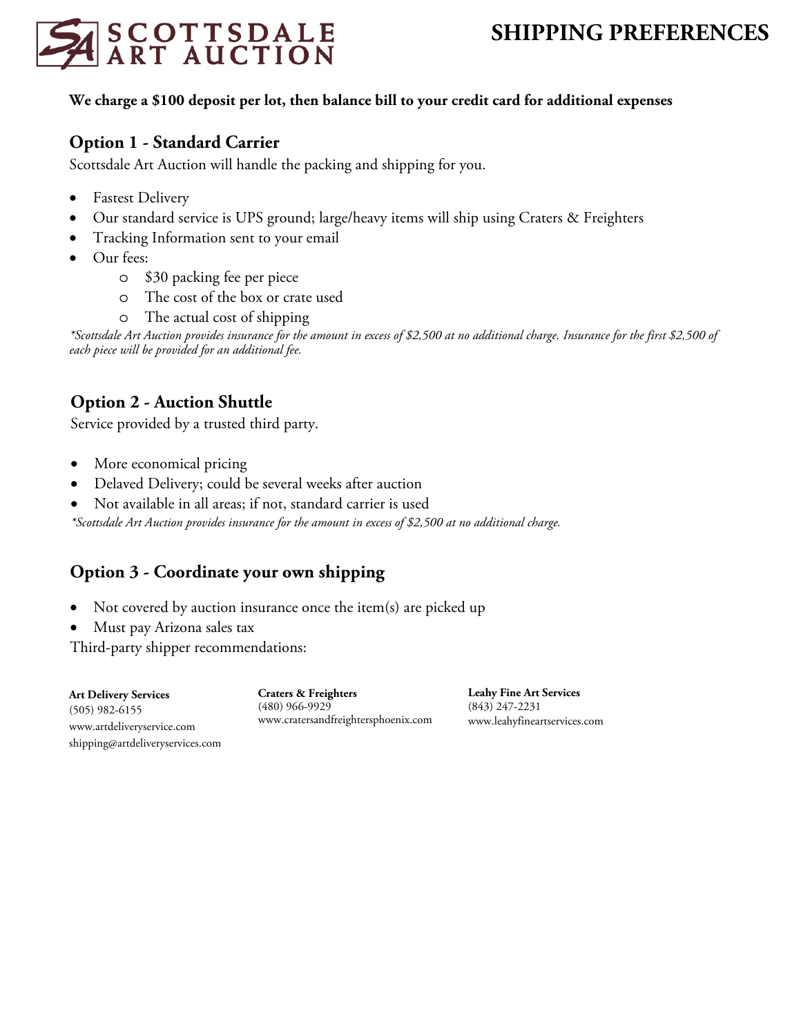# SCOTTSDALE ART AUCTION

# SHIPPING PREFERENCES

**We charge a $100 deposit per lot, then balance bill to your credit card for additional expenses**

## Option 1 - Standard Carrier

Scottsdale Art Auction will handle the packing and shipping for you.

- Fastest Delivery
- Our standard service is UPS ground; large/heavy items will ship using Craters & Freighters
- Tracking Information sent to your email
- Our fees:
  - $30 packing fee per piece
  - The cost of the box or crate used
  - The actual cost of shipping

*\*Scottsdale Art Auction provides insurance for the amount in excess of $2,500 at no additional charge. Insurance for the first $2,500 of each piece will be provided for an additional fee.*

## Option 2 - Auction Shuttle

Service provided by a trusted third party.

- More economical pricing
- Delayed Delivery; could be several weeks after auction
- Not available in all areas; if not, standard carrier is used

*\*Scottsdale Art Auction provides insurance for the amount in excess of $2,500 at no additional charge.*

## Option 3 - Coordinate your own shipping

- Not covered by auction insurance once the item(s) are picked up
- Must pay Arizona sales tax

Third-party shipper recommendations:

**Art Delivery Services**
(505) 982-6155
www.artdeliveryservice.com
shipping@artdeliveryservices.com

**Craters & Freighters**
(480) 966-9929
www.cratersandfreightersphoenix.com

**Leahy Fine Art Services**
(843) 247-2231
www.leahyfineartservices.com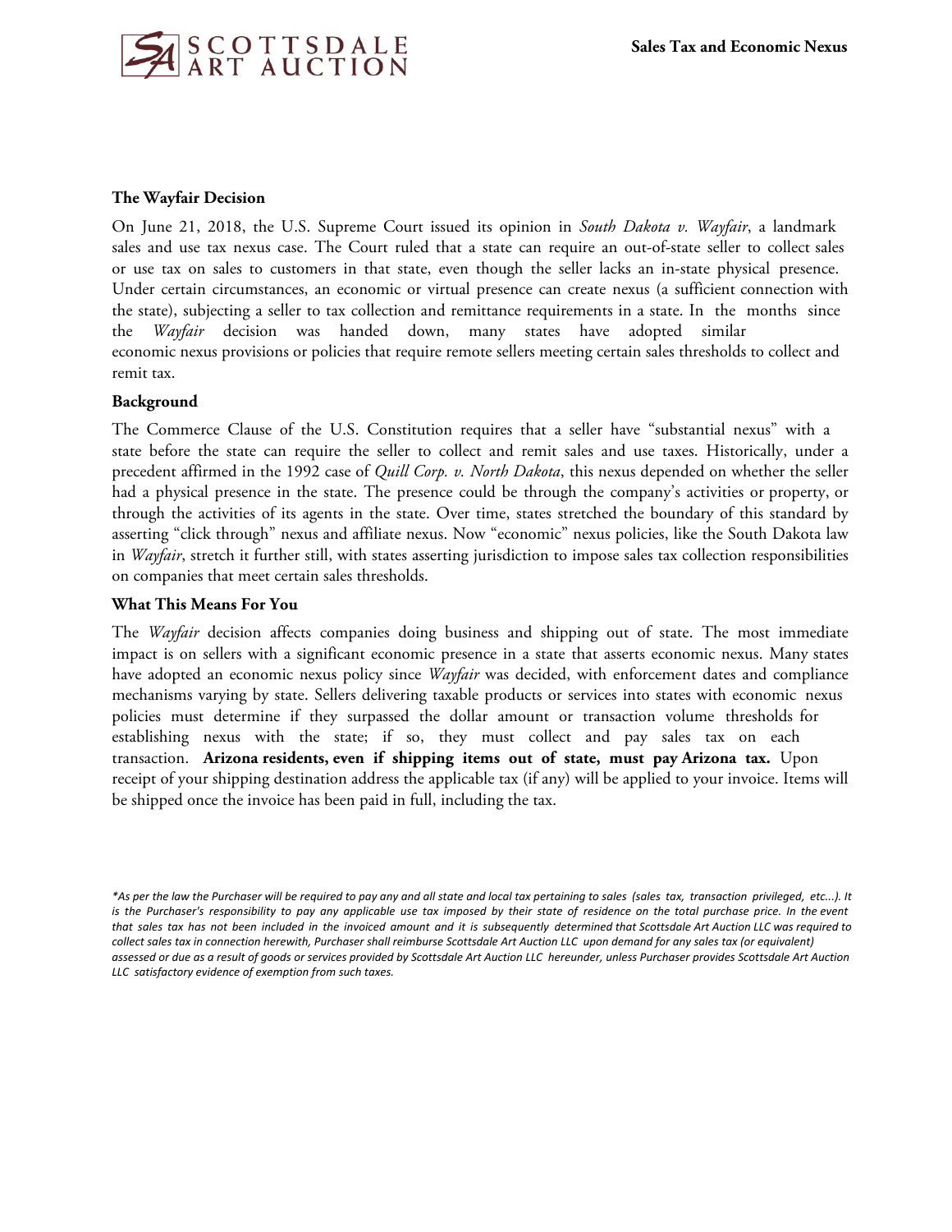### The Wayfair Decision

On June 21, 2018, the U.S. Supreme Court issued its opinion in *South Dakota v. Wayfair*, a landmark sales and use tax nexus case. The Court ruled that a state can require an out-of-state seller to collect sales or use tax on sales to customers in that state, even though the seller lacks an in-state physical presence. Under certain circumstances, an economic or virtual presence can create nexus (a sufficient connection with the state), subjecting a seller to tax collection and remittance requirements in a state. In the months since the *Wayfair* decision was handed down, many states have adopted similar economic nexus provisions or policies that require remote sellers meeting certain sales thresholds to collect and remit tax.

### Background

The Commerce Clause of the U.S. Constitution requires that a seller have "substantial nexus" with a state before the state can require the seller to collect and remit sales and use taxes. Historically, under a precedent affirmed in the 1992 case of *Quill Corp. v. North Dakota*, this nexus depended on whether the seller had a physical presence in the state. The presence could be through the company's activities or property, or through the activities of its agents in the state. Over time, states stretched the boundary of this standard by asserting "click through" nexus and affiliate nexus. Now "economic" nexus policies, like the South Dakota law in *Wayfair*, stretch it further still, with states asserting jurisdiction to impose sales tax collection responsibilities on companies that meet certain sales thresholds.

### What This Means For You

The *Wayfair* decision affects companies doing business and shipping out of state. The most immediate impact is on sellers with a significant economic presence in a state that asserts economic nexus. Many states have adopted an economic nexus policy since *Wayfair* was decided, with enforcement dates and compliance mechanisms varying by state. Sellers delivering taxable products or services into states with economic nexus policies must determine if they surpassed the dollar amount or transaction volume thresholds for establishing nexus with the state; if so, they must collect and pay sales tax on each transaction. **Arizona residents, even if shipping items out of state, must pay Arizona tax.** Upon receipt of your shipping destination address the applicable tax (if any) will be applied to your invoice. Items will be shipped once the invoice has been paid in full, including the tax.

*\*As per the law the Purchaser will be required to pay any and all state and local tax pertaining to sales (sales tax, transaction privileged, etc...). It is the Purchaser's responsibility to pay any applicable use tax imposed by their state of residence on the total purchase price. In the event that sales tax has not been included in the invoiced amount and it is subsequently determined that Scottsdale Art Auction LLC was required to collect sales tax in connection herewith, Purchaser shall reimburse Scottsdale Art Auction LLC upon demand for any sales tax (or equivalent) assessed or due as a result of goods or services provided by Scottsdale Art Auction LLC hereunder, unless Purchaser provides Scottsdale Art Auction LLC satisfactory evidence of exemption from such taxes.*